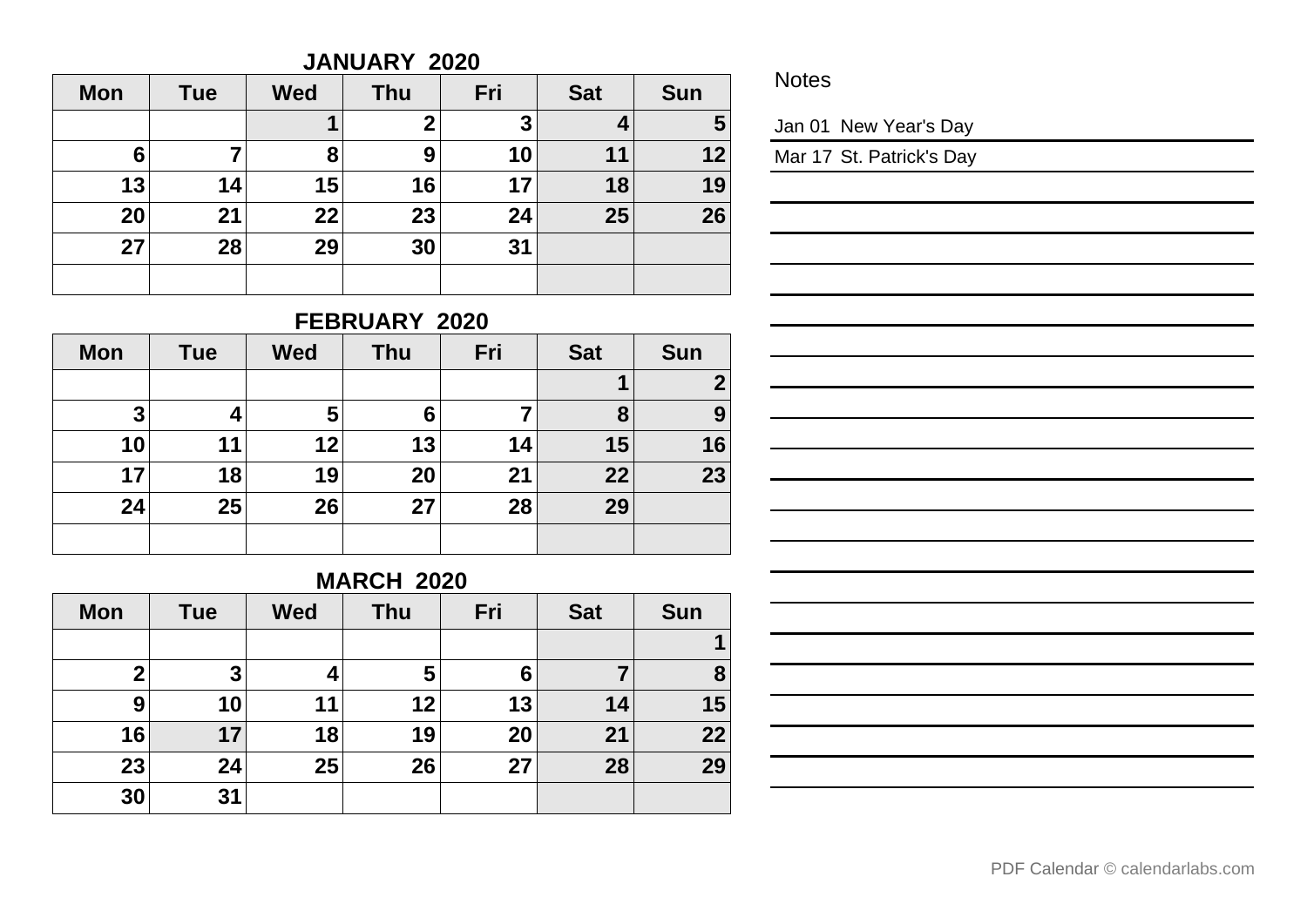## JANUARY 2020

| Mon | Tue | Wed | Thu | Fri | Sat | Sun |
|---|---|---|---|---|---|---|
| | | 1 | 2 | 3 | 4 | 5 |
| 6 | 7 | 8 | 9 | 10 | 11 | 12 |
| 13 | 14 | 15 | 16 | 17 | 18 | 19 |
| 20 | 21 | 22 | 23 | 24 | 25 | 26 |
| 27 | 28 | 29 | 30 | 31 | | |
| | | | | | | |

## FEBRUARY 2020

| Mon | Tue | Wed | Thu | Fri | Sat | Sun |
|---|---|---|---|---|---|---|
| | | | | | 1 | 2 |
| 3 | 4 | 5 | 6 | 7 | 8 | 9 |
| 10 | 11 | 12 | 13 | 14 | 15 | 16 |
| 17 | 18 | 19 | 20 | 21 | 22 | 23 |
| 24 | 25 | 26 | 27 | 28 | 29 | |
| | | | | | | |

## MARCH 2020

| Mon | Tue | Wed | Thu | Fri | Sat | Sun |
|---|---|---|---|---|---|---|
| | | | | | | 1 |
| 2 | 3 | 4 | 5 | 6 | 7 | 8 |
| 9 | 10 | 11 | 12 | 13 | 14 | 15 |
| 16 | 17 | 18 | 19 | 20 | 21 | 22 |
| 23 | 24 | 25 | 26 | 27 | 28 | 29 |
| 30 | 31 | | | | | |

Notes

Jan 01 New Year's Day

Mar 17 St. Patrick's Day

PDF Calendar © calendarlabs.com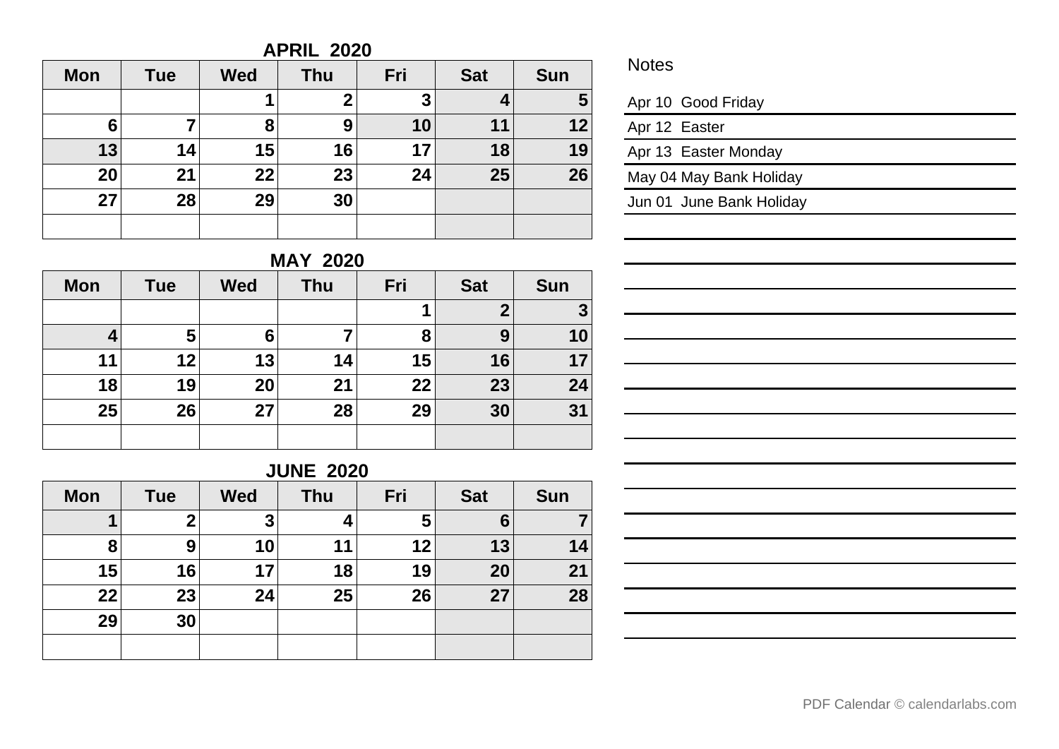## APRIL 2020

| Mon | Tue | Wed | Thu | Fri | Sat | Sun |
|---|---|---|---|---|---|---|
| | | 1 | 2 | 3 | 4 | 5 |
| 6 | 7 | 8 | 9 | 10 | 11 | 12 |
| 13 | 14 | 15 | 16 | 17 | 18 | 19 |
| 20 | 21 | 22 | 23 | 24 | 25 | 26 |
| 27 | 28 | 29 | 30 | | | |
| | | | | | | |

## MAY 2020

| Mon | Tue | Wed | Thu | Fri | Sat | Sun |
|---|---|---|---|---|---|---|
| | | | | 1 | 2 | 3 |
| 4 | 5 | 6 | 7 | 8 | 9 | 10 |
| 11 | 12 | 13 | 14 | 15 | 16 | 17 |
| 18 | 19 | 20 | 21 | 22 | 23 | 24 |
| 25 | 26 | 27 | 28 | 29 | 30 | 31 |
| | | | | | | |

## JUNE 2020

| Mon | Tue | Wed | Thu | Fri | Sat | Sun |
|---|---|---|---|---|---|---|
| 1 | 2 | 3 | 4 | 5 | 6 | 7 |
| 8 | 9 | 10 | 11 | 12 | 13 | 14 |
| 15 | 16 | 17 | 18 | 19 | 20 | 21 |
| 22 | 23 | 24 | 25 | 26 | 27 | 28 |
| 29 | 30 | | | | | |
| | | | | | | |

## Notes

Apr 10 Good Friday

Apr 12 Easter

Apr 13 Easter Monday

May 04 May Bank Holiday

Jun 01 June Bank Holiday

PDF Calendar © calendarlabs.com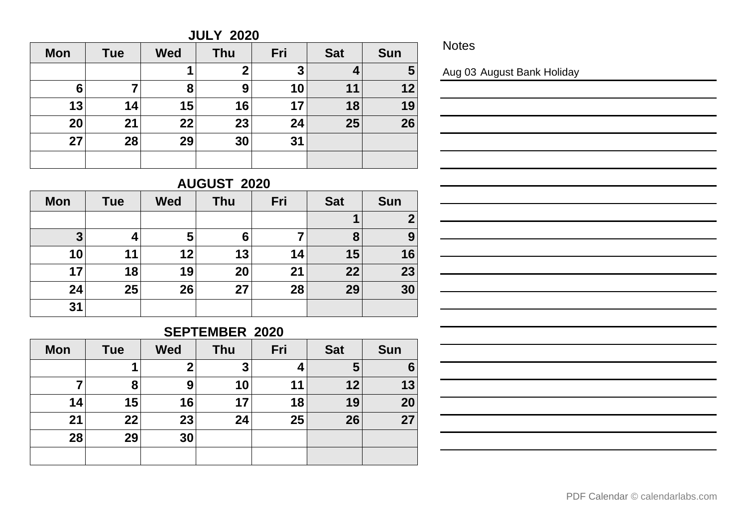## JULY 2020

| Mon | Tue | Wed | Thu | Fri | Sat | Sun |
|---|---|---|---|---|---|---|
| | | 1 | 2 | 3 | 4 | 5 |
| 6 | 7 | 8 | 9 | 10 | 11 | 12 |
| 13 | 14 | 15 | 16 | 17 | 18 | 19 |
| 20 | 21 | 22 | 23 | 24 | 25 | 26 |
| 27 | 28 | 29 | 30 | 31 | | |
| | | | | | | |

## AUGUST 2020

| Mon | Tue | Wed | Thu | Fri | Sat | Sun |
|---|---|---|---|---|---|---|
| | | | | | 1 | 2 |
| 3 | 4 | 5 | 6 | 7 | 8 | 9 |
| 10 | 11 | 12 | 13 | 14 | 15 | 16 |
| 17 | 18 | 19 | 20 | 21 | 22 | 23 |
| 24 | 25 | 26 | 27 | 28 | 29 | 30 |
| 31 | | | | | | |

## SEPTEMBER 2020

| Mon | Tue | Wed | Thu | Fri | Sat | Sun |
|---|---|---|---|---|---|---|
| | 1 | 2 | 3 | 4 | 5 | 6 |
| 7 | 8 | 9 | 10 | 11 | 12 | 13 |
| 14 | 15 | 16 | 17 | 18 | 19 | 20 |
| 21 | 22 | 23 | 24 | 25 | 26 | 27 |
| 28 | 29 | 30 | | | | |
| | | | | | | |

### Notes

Aug 03 August Bank Holiday

PDF Calendar © calendarlabs.com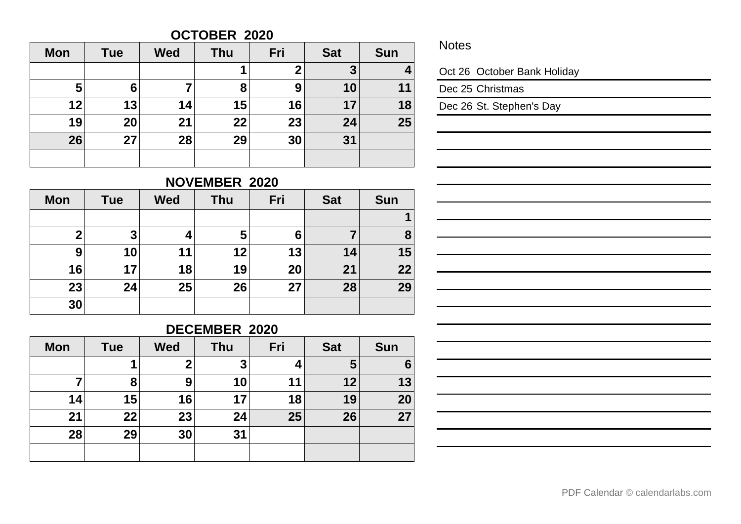## OCTOBER 2020

| Mon | Tue | Wed | Thu | Fri | Sat | Sun |
|---|---|---|---|---|---|---|
| | | | 1 | 2 | 3 | 4 |
| 5 | 6 | 7 | 8 | 9 | 10 | 11 |
| 12 | 13 | 14 | 15 | 16 | 17 | 18 |
| 19 | 20 | 21 | 22 | 23 | 24 | 25 |
| 26 | 27 | 28 | 29 | 30 | 31 | |
| | | | | | | |

## NOVEMBER 2020

| Mon | Tue | Wed | Thu | Fri | Sat | Sun |
|---|---|---|---|---|---|---|
| | | | | | | 1 |
| 2 | 3 | 4 | 5 | 6 | 7 | 8 |
| 9 | 10 | 11 | 12 | 13 | 14 | 15 |
| 16 | 17 | 18 | 19 | 20 | 21 | 22 |
| 23 | 24 | 25 | 26 | 27 | 28 | 29 |
| 30 | | | | | | |

## DECEMBER 2020

| Mon | Tue | Wed | Thu | Fri | Sat | Sun |
|---|---|---|---|---|---|---|
| | 1 | 2 | 3 | 4 | 5 | 6 |
| 7 | 8 | 9 | 10 | 11 | 12 | 13 |
| 14 | 15 | 16 | 17 | 18 | 19 | 20 |
| 21 | 22 | 23 | 24 | 25 | 26 | 27 |
| 28 | 29 | 30 | 31 | | | |
| | | | | | | |

## Notes

Oct 26 October Bank Holiday

Dec 25 Christmas

Dec 26 St. Stephen's Day

PDF Calendar © calendarlabs.com